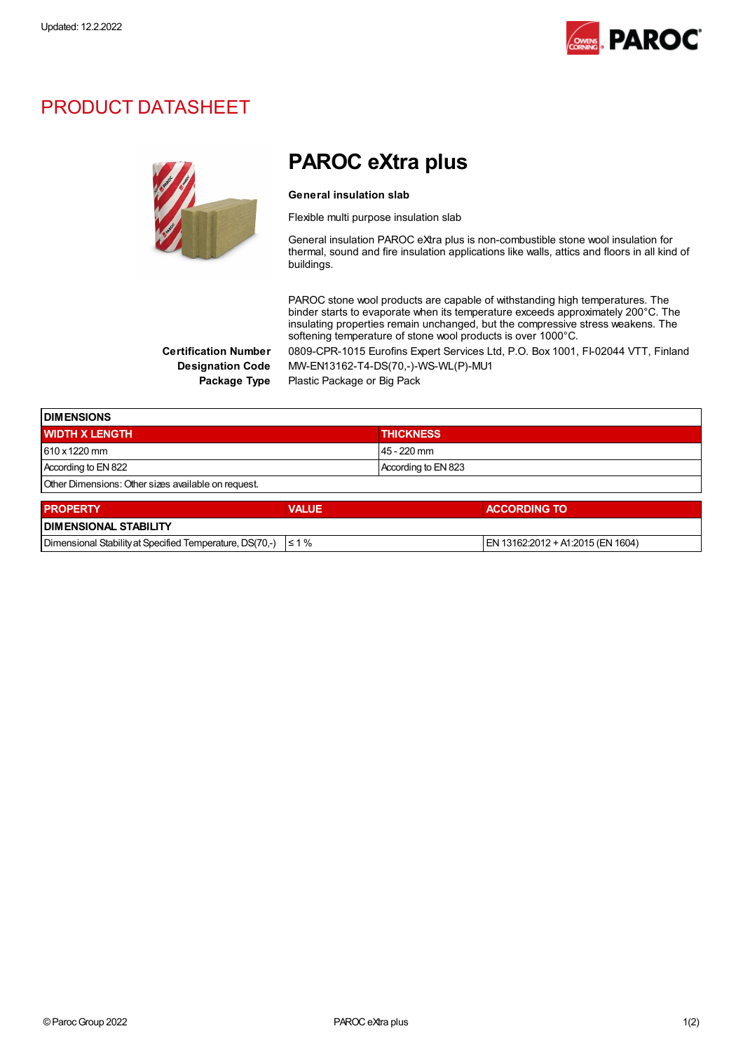Updated: 12.2.2022

# PRODUCT DATASHEET

## PAROC eXtra plus

**General insulation slab**

Flexible multi purpose insulation slab

General insulation PAROC eXtra plus is non-combustible stone wool insulation for thermal, sound and fire insulation applications like walls, attics and floors in all kind of buildings.

PAROC stone wool products are capable of withstanding high temperatures. The binder starts to evaporate when its temperature exceeds approximately 200°C. The insulating properties remain unchanged, but the compressive stress weakens. The softening temperature of stone wool products is over 1000°C.

**Certification Number** 0809-CPR-1015 Eurofins Expert Services Ltd, P.O. Box 1001, FI-02044 VTT, Finland

**Designation Code** MW-EN13162-T4-DS(70,-)-WS-WL(P)-MU1

**Package Type** Plastic Package or Big Pack

| DIMENSIONS | |
|---|---|
| **WIDTH X LENGTH** | **THICKNESS** |
| 610 x 1220 mm | 45 - 220 mm |
| According to EN 822 | According to EN 823 |
| Other Dimensions: Other sizes available on request. | |

| PROPERTY | VALUE | ACCORDING TO |
|---|---|---|
| **DIMENSIONAL STABILITY** | | |
| Dimensional Stability at Specified Temperature, DS(70,-) | ≤ 1 % | EN 13162:2012 + A1:2015 (EN 1604) |

© Paroc Group 2022 PAROC eXtra plus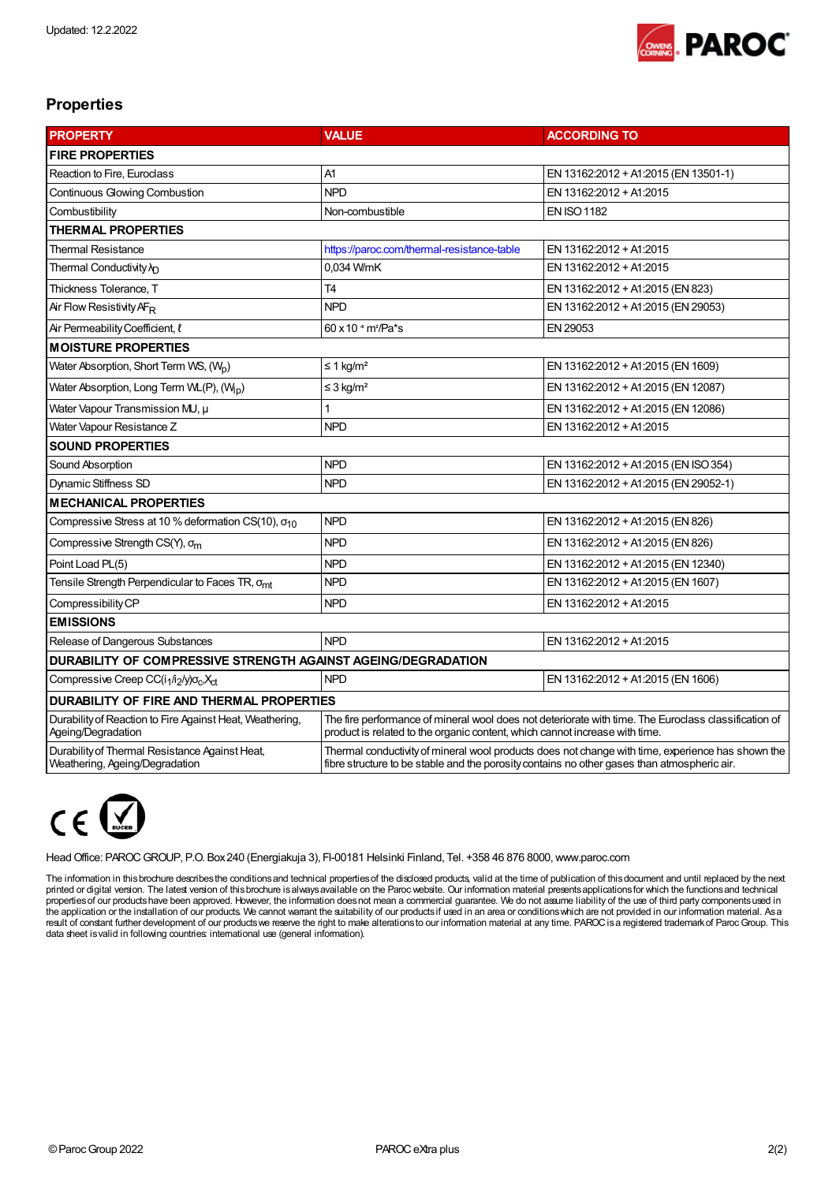Updated: 12.2.2022

## Properties

| PROPERTY | VALUE | ACCORDING TO |
|---|---|---|
| **FIRE PROPERTIES** | | |
| Reaction to Fire, Euroclass | A1 | EN 13162:2012 + A1:2015 (EN 13501-1) |
| Continuous Glowing Combustion | NPD | EN 13162:2012 + A1:2015 |
| Combustibility | Non-combustible | EN ISO 1182 |
| **THERMAL PROPERTIES** | | |
| Thermal Resistance | https://paroc.com/thermal-resistance-table | EN 13162:2012 + A1:2015 |
| Thermal Conductivity $\lambda_D$ | 0,034 W/mK | EN 13162:2012 + A1:2015 |
| Thickness Tolerance, T | T4 | EN 13162:2012 + A1:2015 (EN 823) |
| Air Flow Resistivity $AF_R$ | NPD | EN 13162:2012 + A1:2015 (EN 29053) |
| Air Permeability Coefficient, ℓ | 60 x 10⁻⁶ m²/Pa*s | EN 29053 |
| **MOISTURE PROPERTIES** | | |
| Water Absorption, Short Term WS, ($W_p$) | ≤ 1 kg/m² | EN 13162:2012 + A1:2015 (EN 1609) |
| Water Absorption, Long Term WL(P), ($W_{lp}$) | ≤ 3 kg/m² | EN 13162:2012 + A1:2015 (EN 12087) |
| Water Vapour Transmission MU, µ | 1 | EN 13162:2012 + A1:2015 (EN 12086) |
| Water Vapour Resistance Z | NPD | EN 13162:2012 + A1:2015 |
| **SOUND PROPERTIES** | | |
| Sound Absorption | NPD | EN 13162:2012 + A1:2015 (EN ISO 354) |
| Dynamic Stiffness SD | NPD | EN 13162:2012 + A1:2015 (EN 29052-1) |
| **MECHANICAL PROPERTIES** | | |
| Compressive Stress at 10 % deformation CS(10), $\sigma_{10}$ | NPD | EN 13162:2012 + A1:2015 (EN 826) |
| Compressive Strength CS(Y), $\sigma_m$ | NPD | EN 13162:2012 + A1:2015 (EN 826) |
| Point Load PL(5) | NPD | EN 13162:2012 + A1:2015 (EN 12340) |
| Tensile Strength Perpendicular to Faces TR, $\sigma_{mt}$ | NPD | EN 13162:2012 + A1:2015 (EN 1607) |
| Compressibility CP | NPD | EN 13162:2012 + A1:2015 |
| **EMISSIONS** | | |
| Release of Dangerous Substances | NPD | EN 13162:2012 + A1:2015 |
| **DURABILITY OF COMPRESSIVE STRENGTH AGAINST AGEING/DEGRADATION** | | |
| Compressive Creep $CC(i_1/i_2/y)\sigma_c X_{ct}$ | NPD | EN 13162:2012 + A1:2015 (EN 1606) |
| **DURABILITY OF FIRE AND THERMAL PROPERTIES** | | |
| Durability of Reaction to Fire Against Heat, Weathering, Ageing/Degradation | The fire performance of mineral wool does not deteriorate with time. The Euroclass classification of product is related to the organic content, which cannot increase with time. | |
| Durability of Thermal Resistance Against Heat, Weathering, Ageing/Degradation | Thermal conductivity of mineral wool products does not change with time, experience has shown the fibre structure to be stable and the porosity contains no other gases than atmospheric air. | |

Head Office: PAROC GROUP, P.O. Box 240 (Energiakuja 3), FI-00181 Helsinki Finland, Tel. +358 46 876 8000, www.paroc.com

The information in this brochure describes the conditions and technical properties of the disclosed products, valid at the time of publication of this document and until replaced by the next printed or digital version. The latest version of this brochure is always available on the Paroc website. Our information material presents applications for which the functions and technical properties of our products have been approved. However, the information does not mean a commercial guarantee. We do not assume liability of the use of third party components used in the application or the installation of our products. We cannot warrant the suitability of our products if used in an area or conditions which are not provided in our information material. As a result of constant further development of our products we reserve the right to make alterations to our information material at any time. PAROC is a registered trademark of Paroc Group. This data sheet is valid in following countries: international use (general information).

© Paroc Group 2022 PAROC eXtra plus